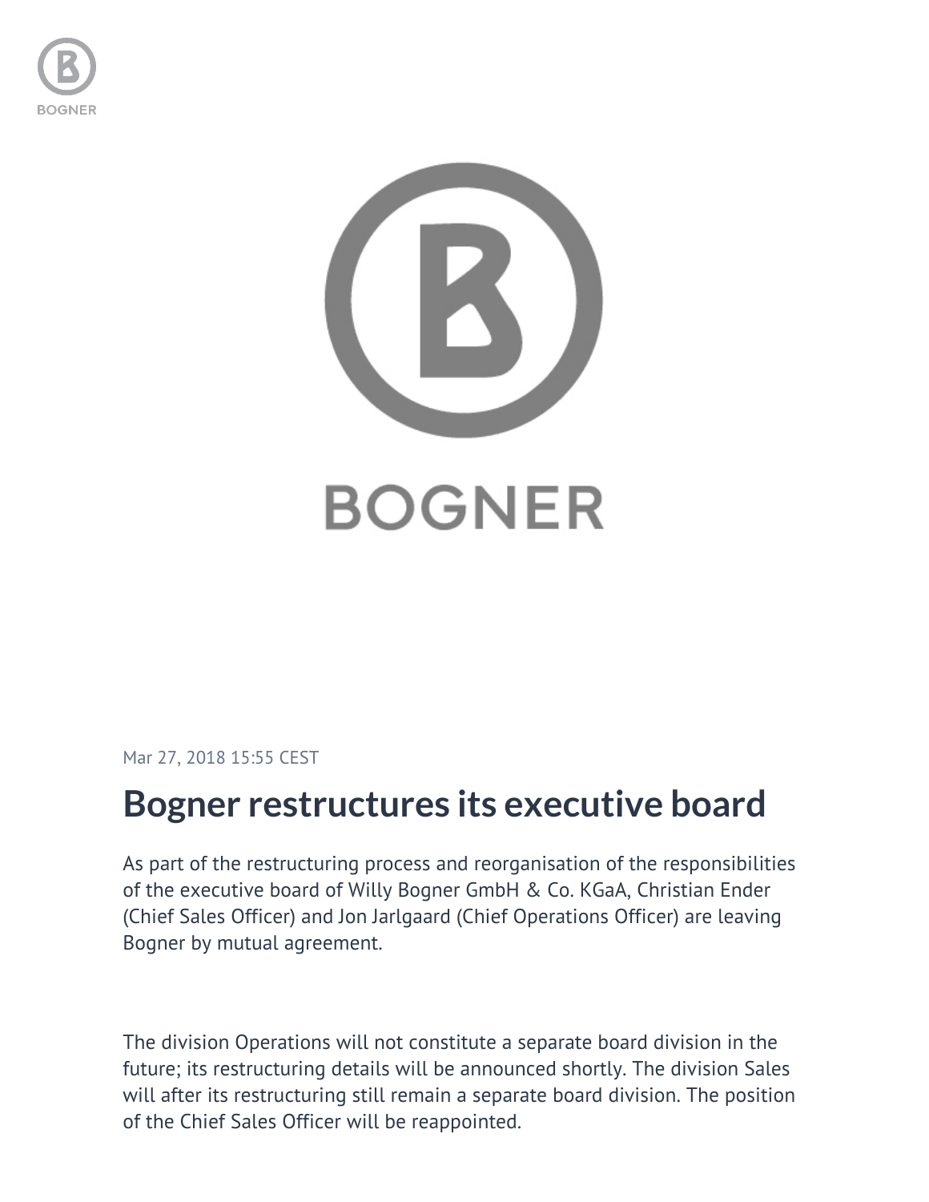Mar 27, 2018 15:55 CEST

# Bogner restructures its executive board

As part of the restructuring process and reorganisation of the responsibilities of the executive board of Willy Bogner GmbH & Co. KGaA, Christian Ender (Chief Sales Officer) and Jon Jarlgaard (Chief Operations Officer) are leaving Bogner by mutual agreement.

The division Operations will not constitute a separate board division in the future; its restructuring details will be announced shortly. The division Sales will after its restructuring still remain a separate board division. The position of the Chief Sales Officer will be reappointed.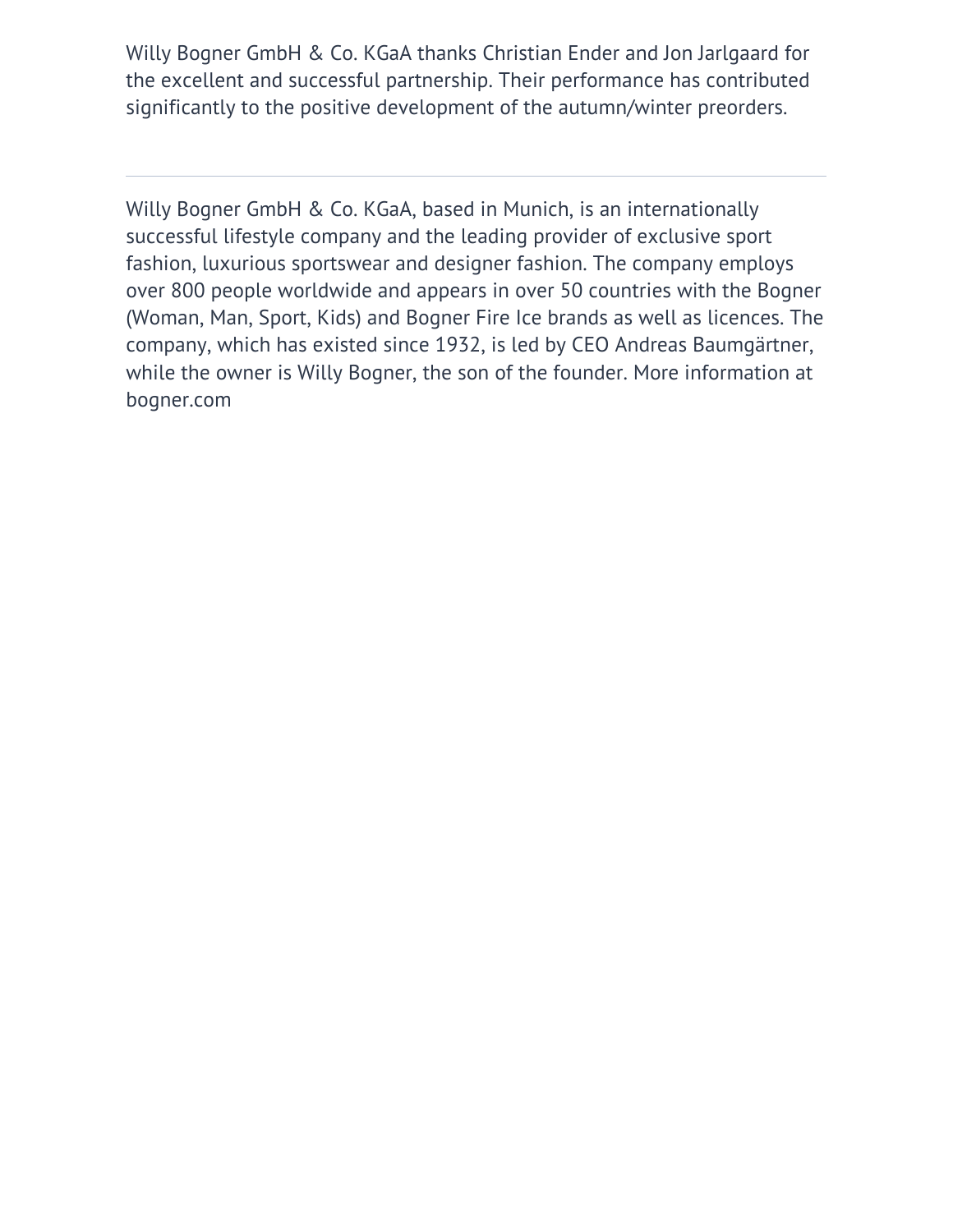Willy Bogner GmbH & Co. KGaA thanks Christian Ender and Jon Jarlgaard for the excellent and successful partnership. Their performance has contributed significantly to the positive development of the autumn/winter preorders.

---

Willy Bogner GmbH & Co. KGaA, based in Munich, is an internationally successful lifestyle company and the leading provider of exclusive sport fashion, luxurious sportswear and designer fashion. The company employs over 800 people worldwide and appears in over 50 countries with the Bogner (Woman, Man, Sport, Kids) and Bogner Fire Ice brands as well as licences. The company, which has existed since 1932, is led by CEO Andreas Baumgärtner, while the owner is Willy Bogner, the son of the founder. More information at bogner.com